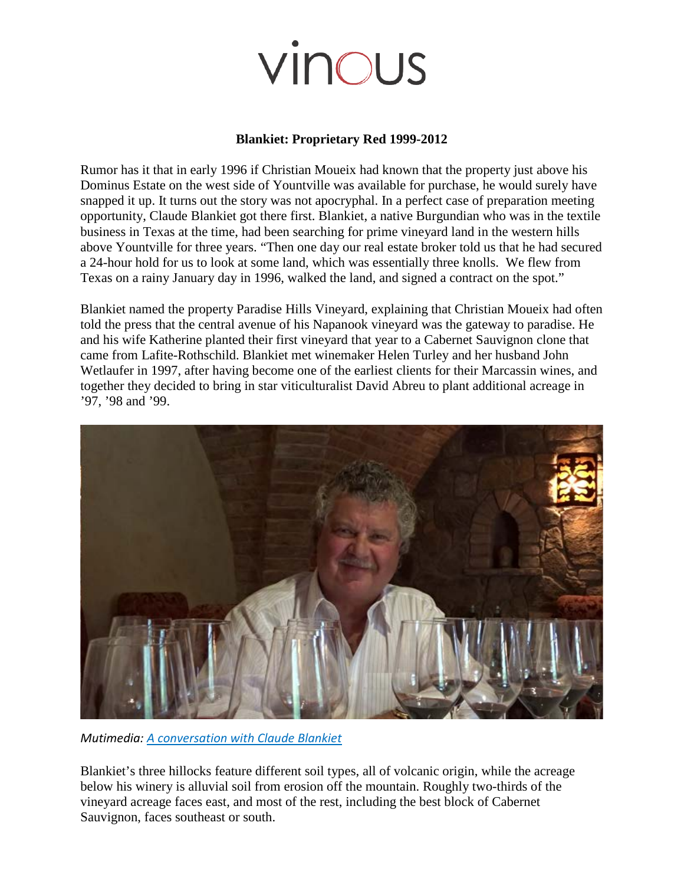# vinous

**Blankiet: Proprietary Red 1999-2012**

Rumor has it that in early 1996 if Christian Moueix had known that the property just above his Dominus Estate on the west side of Yountville was available for purchase, he would surely have snapped it up. It turns out the story was not apocryphal. In a perfect case of preparation meeting opportunity, Claude Blankiet got there first. Blankiet, a native Burgundian who was in the textile business in Texas at the time, had been searching for prime vineyard land in the western hills above Yountville for three years. "Then one day our real estate broker told us that he had secured a 24-hour hold for us to look at some land, which was essentially three knolls. We flew from Texas on a rainy January day in 1996, walked the land, and signed a contract on the spot."

Blankiet named the property Paradise Hills Vineyard, explaining that Christian Moueix had often told the press that the central avenue of his Napanook vineyard was the gateway to paradise. He and his wife Katherine planted their first vineyard that year to a Cabernet Sauvignon clone that came from Lafite-Rothschild. Blankiet met winemaker Helen Turley and her husband John Wetlaufer in 1997, after having become one of the earliest clients for their Marcassin wines, and together they decided to bring in star viticulturalist David Abreu to plant additional acreage in '97, '98 and '99.

*Mutimedia: [A conversation with Claude Blankiet]*

Blankiet's three hillocks feature different soil types, all of volcanic origin, while the acreage below his winery is alluvial soil from erosion off the mountain. Roughly two-thirds of the vineyard acreage faces east, and most of the rest, including the best block of Cabernet Sauvignon, faces southeast or south.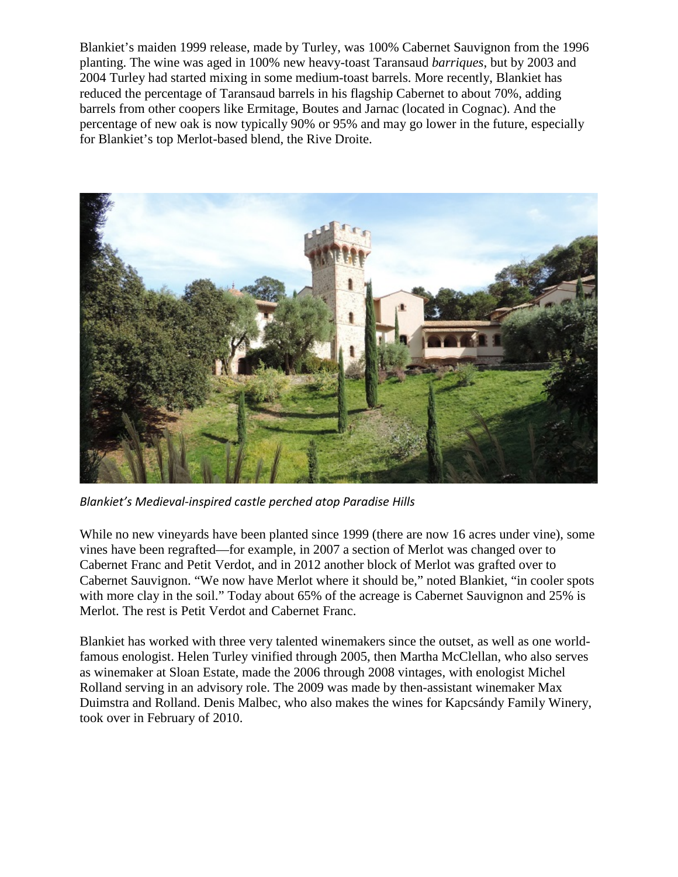Blankiet's maiden 1999 release, made by Turley, was 100% Cabernet Sauvignon from the 1996 planting. The wine was aged in 100% new heavy-toast Taransaud *barriques*, but by 2003 and 2004 Turley had started mixing in some medium-toast barrels. More recently, Blankiet has reduced the percentage of Taransaud barrels in his flagship Cabernet to about 70%, adding barrels from other coopers like Ermitage, Boutes and Jarnac (located in Cognac). And the percentage of new oak is now typically 90% or 95% and may go lower in the future, especially for Blankiet's top Merlot-based blend, the Rive Droite.

*Blankiet's Medieval-inspired castle perched atop Paradise Hills*

While no new vineyards have been planted since 1999 (there are now 16 acres under vine), some vines have been regrafted—for example, in 2007 a section of Merlot was changed over to Cabernet Franc and Petit Verdot, and in 2012 another block of Merlot was grafted over to Cabernet Sauvignon. "We now have Merlot where it should be," noted Blankiet, "in cooler spots with more clay in the soil." Today about 65% of the acreage is Cabernet Sauvignon and 25% is Merlot. The rest is Petit Verdot and Cabernet Franc.

Blankiet has worked with three very talented winemakers since the outset, as well as one world-famous enologist. Helen Turley vinified through 2005, then Martha McClellan, who also serves as winemaker at Sloan Estate, made the 2006 through 2008 vintages, with enologist Michel Rolland serving in an advisory role. The 2009 was made by then-assistant winemaker Max Duimstra and Rolland. Denis Malbec, who also makes the wines for Kapcsándy Family Winery, took over in February of 2010.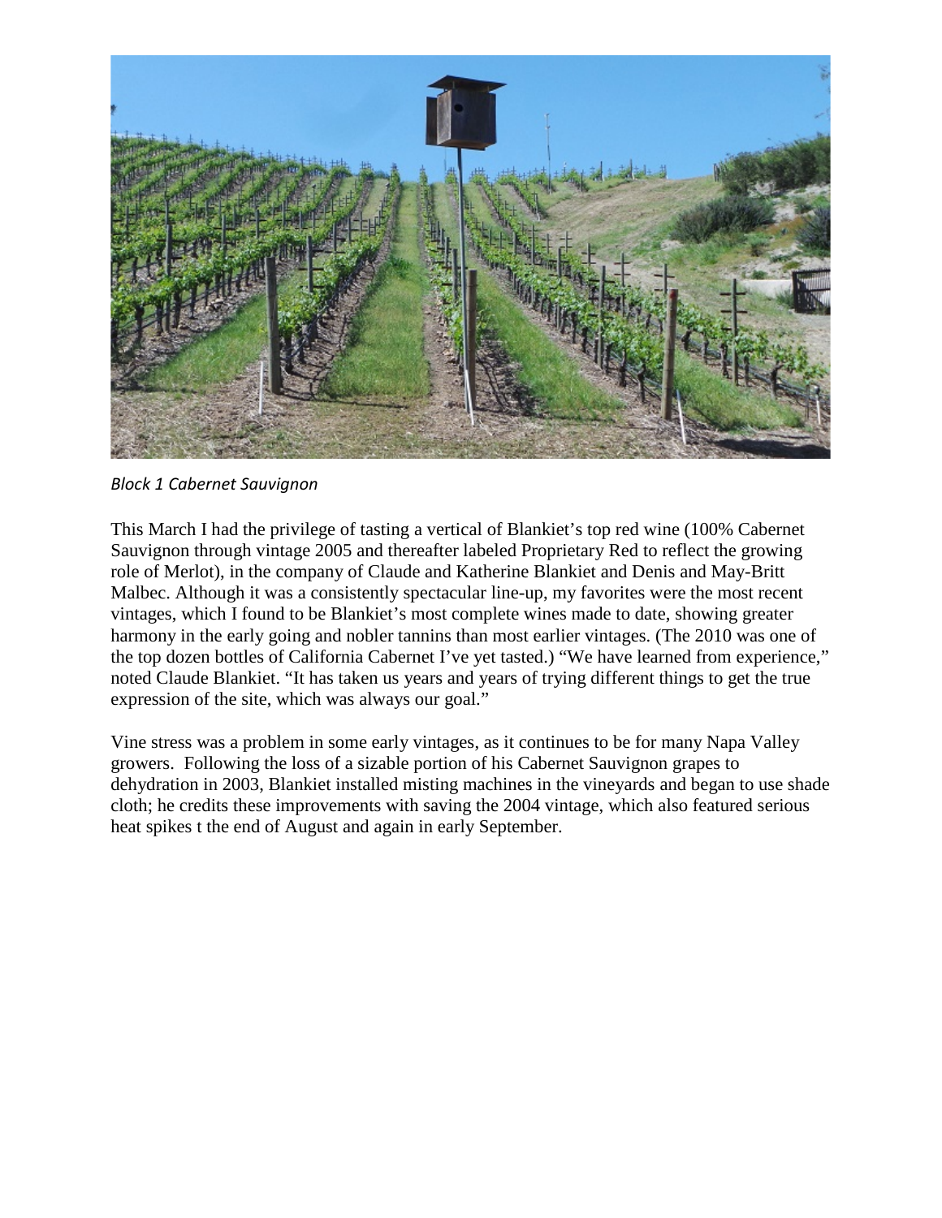*Block 1 Cabernet Sauvignon*

This March I had the privilege of tasting a vertical of Blankiet's top red wine (100% Cabernet Sauvignon through vintage 2005 and thereafter labeled Proprietary Red to reflect the growing role of Merlot), in the company of Claude and Katherine Blankiet and Denis and May-Britt Malbec. Although it was a consistently spectacular line-up, my favorites were the most recent vintages, which I found to be Blankiet's most complete wines made to date, showing greater harmony in the early going and nobler tannins than most earlier vintages. (The 2010 was one of the top dozen bottles of California Cabernet I've yet tasted.) "We have learned from experience," noted Claude Blankiet. "It has taken us years and years of trying different things to get the true expression of the site, which was always our goal."

Vine stress was a problem in some early vintages, as it continues to be for many Napa Valley growers. Following the loss of a sizable portion of his Cabernet Sauvignon grapes to dehydration in 2003, Blankiet installed misting machines in the vineyards and began to use shade cloth; he credits these improvements with saving the 2004 vintage, which also featured serious heat spikes t the end of August and again in early September.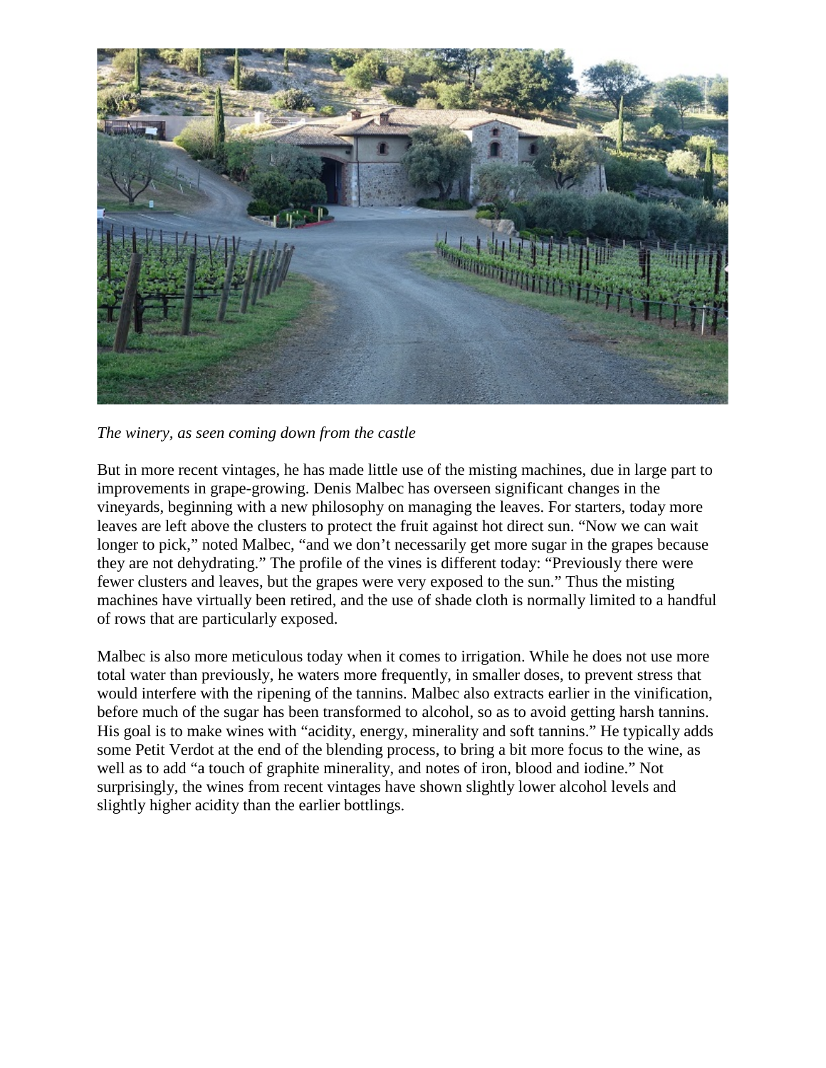*The winery, as seen coming down from the castle*

But in more recent vintages, he has made little use of the misting machines, due in large part to improvements in grape-growing. Denis Malbec has overseen significant changes in the vineyards, beginning with a new philosophy on managing the leaves. For starters, today more leaves are left above the clusters to protect the fruit against hot direct sun. "Now we can wait longer to pick," noted Malbec, "and we don't necessarily get more sugar in the grapes because they are not dehydrating." The profile of the vines is different today: "Previously there were fewer clusters and leaves, but the grapes were very exposed to the sun." Thus the misting machines have virtually been retired, and the use of shade cloth is normally limited to a handful of rows that are particularly exposed.

Malbec is also more meticulous today when it comes to irrigation. While he does not use more total water than previously, he waters more frequently, in smaller doses, to prevent stress that would interfere with the ripening of the tannins. Malbec also extracts earlier in the vinification, before much of the sugar has been transformed to alcohol, so as to avoid getting harsh tannins. His goal is to make wines with "acidity, energy, minerality and soft tannins." He typically adds some Petit Verdot at the end of the blending process, to bring a bit more focus to the wine, as well as to add "a touch of graphite minerality, and notes of iron, blood and iodine." Not surprisingly, the wines from recent vintages have shown slightly lower alcohol levels and slightly higher acidity than the earlier bottlings.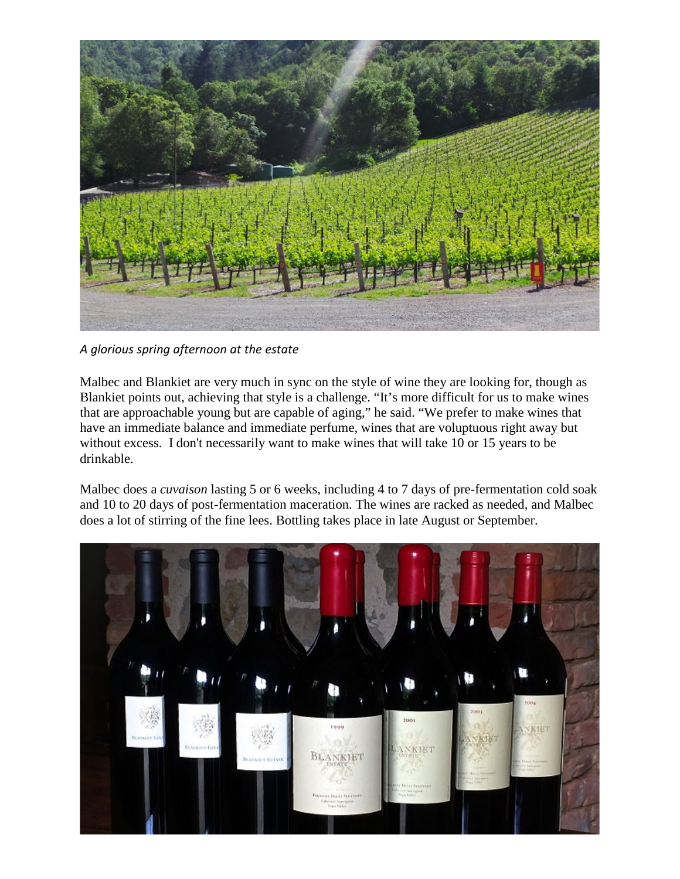*A glorious spring afternoon at the estate*

Malbec and Blankiet are very much in sync on the style of wine they are looking for, though as Blankiet points out, achieving that style is a challenge. "It's more difficult for us to make wines that are approachable young but are capable of aging," he said. "We prefer to make wines that have an immediate balance and immediate perfume, wines that are voluptuous right away but without excess.  I don't necessarily want to make wines that will take 10 or 15 years to be drinkable.

Malbec does a *cuvaison* lasting 5 or 6 weeks, including 4 to 7 days of pre-fermentation cold soak and 10 to 20 days of post-fermentation maceration. The wines are racked as needed, and Malbec does a lot of stirring of the fine lees. Bottling takes place in late August or September.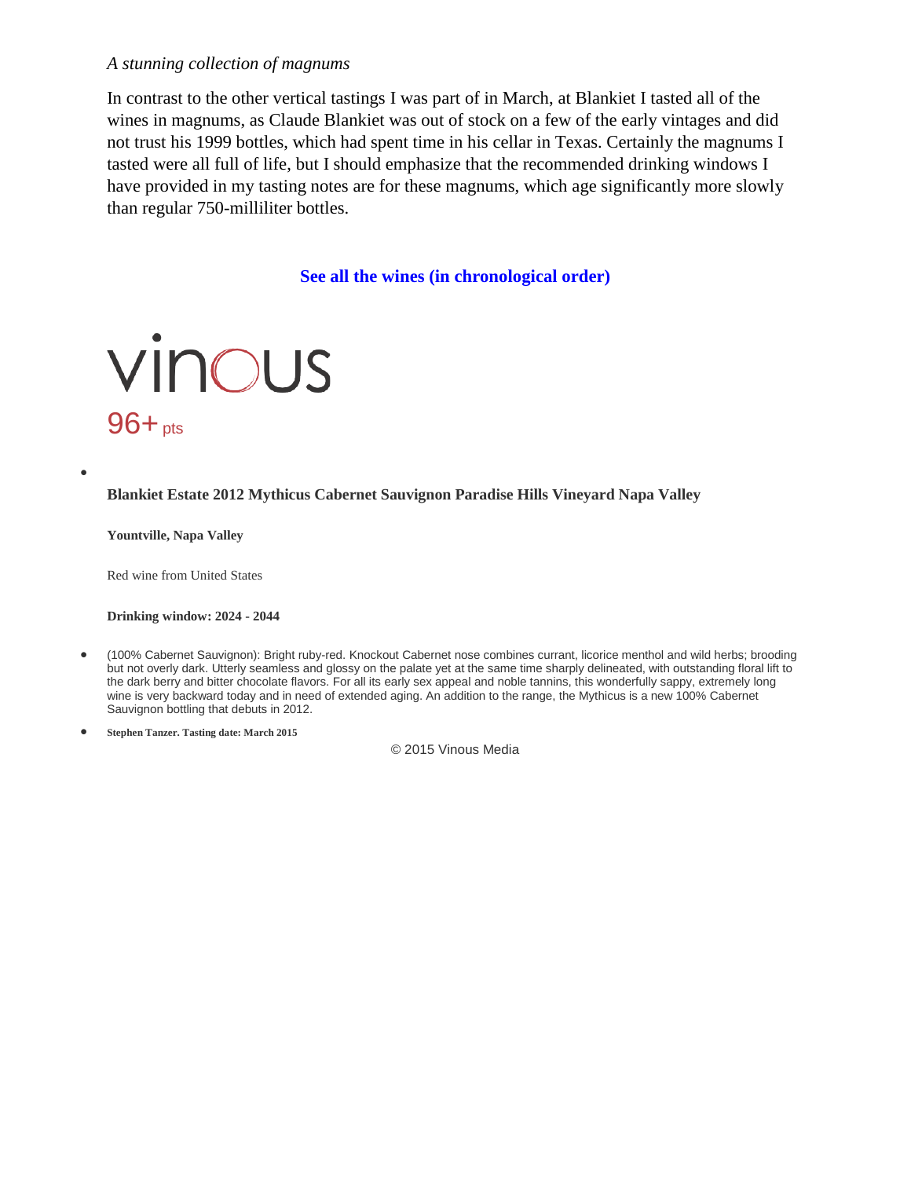*A stunning collection of magnums*

In contrast to the other vertical tastings I was part of in March, at Blankiet I tasted all of the wines in magnums, as Claude Blankiet was out of stock on a few of the early vintages and did not trust his 1999 bottles, which had spent time in his cellar in Texas. Certainly the magnums I tasted were all full of life, but I should emphasize that the recommended drinking windows I have provided in my tasting notes are for these magnums, which age significantly more slowly than regular 750-milliliter bottles.

**See all the wines (in chronological order)**

vinous

96+ pts

- 

**Blankiet Estate 2012 Mythicus Cabernet Sauvignon Paradise Hills Vineyard Napa Valley**

**Yountville, Napa Valley**

Red wine from United States

**Drinking window: 2024 - 2044**

- (100% Cabernet Sauvignon): Bright ruby-red. Knockout Cabernet nose combines currant, licorice menthol and wild herbs; brooding but not overly dark. Utterly seamless and glossy on the palate yet at the same time sharply delineated, with outstanding floral lift to the dark berry and bitter chocolate flavors. For all its early sex appeal and noble tannins, this wonderfully sappy, extremely long wine is very backward today and in need of extended aging. An addition to the range, the Mythicus is a new 100% Cabernet Sauvignon bottling that debuts in 2012.
- **Stephen Tanzer. Tasting date: March 2015**

© 2015 Vinous Media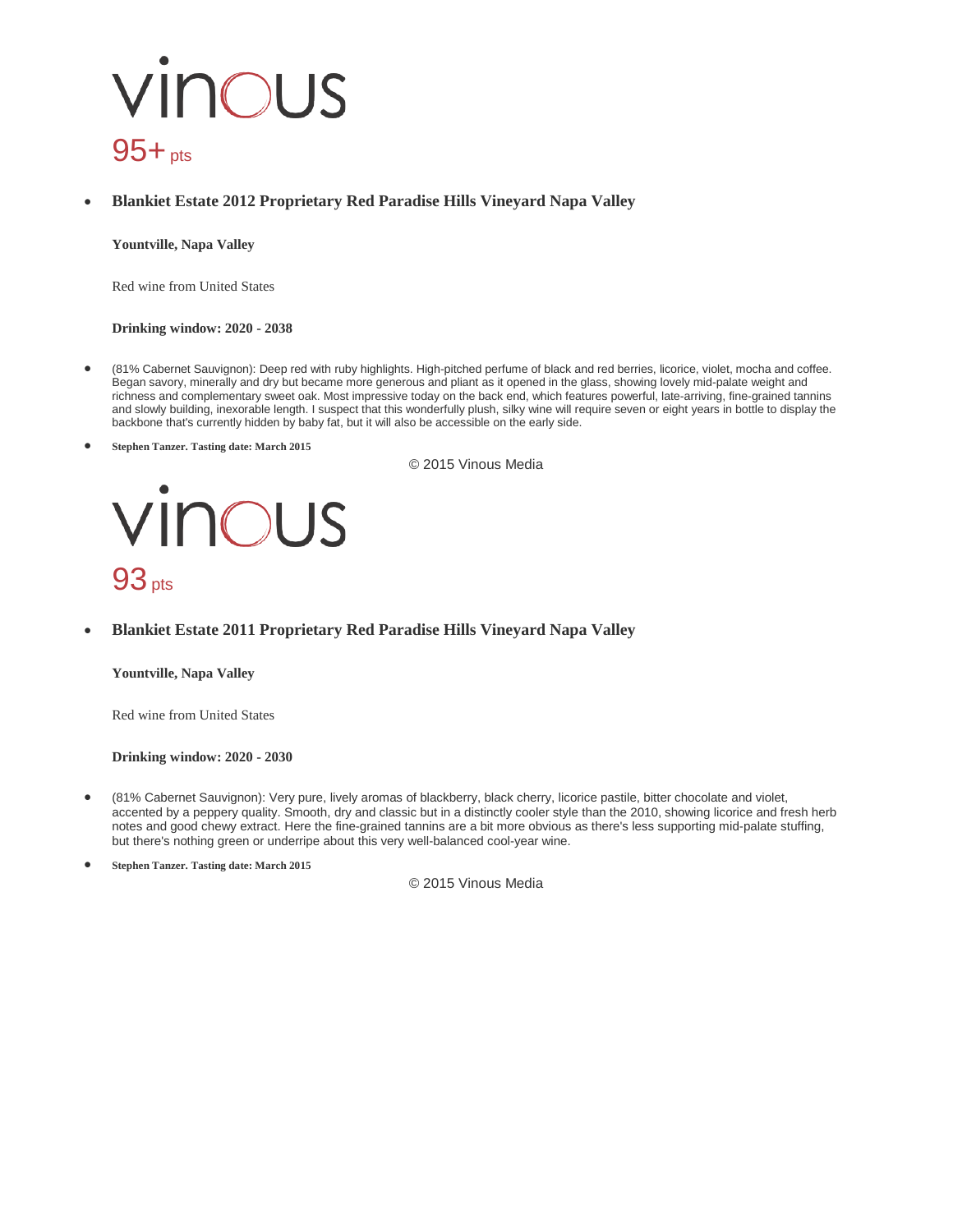# vinous

95+ pts

- **Blankiet Estate 2012 Proprietary Red Paradise Hills Vineyard Napa Valley**

  **Yountville, Napa Valley**

  Red wine from United States

  **Drinking window: 2020 - 2038**

- (81% Cabernet Sauvignon): Deep red with ruby highlights. High-pitched perfume of black and red berries, licorice, violet, mocha and coffee. Began savory, minerally and dry but became more generous and pliant as it opened in the glass, showing lovely mid-palate weight and richness and complementary sweet oak. Most impressive today on the back end, which features powerful, late-arriving, fine-grained tannins and slowly building, inexorable length. I suspect that this wonderfully plush, silky wine will require seven or eight years in bottle to display the backbone that's currently hidden by baby fat, but it will also be accessible on the early side.

- **Stephen Tanzer. Tasting date: March 2015**

© 2015 Vinous Media

# vinous

93 pts

- **Blankiet Estate 2011 Proprietary Red Paradise Hills Vineyard Napa Valley**

  **Yountville, Napa Valley**

  Red wine from United States

  **Drinking window: 2020 - 2030**

- (81% Cabernet Sauvignon): Very pure, lively aromas of blackberry, black cherry, licorice pastile, bitter chocolate and violet, accented by a peppery quality. Smooth, dry and classic but in a distinctly cooler style than the 2010, showing licorice and fresh herb notes and good chewy extract. Here the fine-grained tannins are a bit more obvious as there's less supporting mid-palate stuffing, but there's nothing green or underripe about this very well-balanced cool-year wine.

- **Stephen Tanzer. Tasting date: March 2015**

© 2015 Vinous Media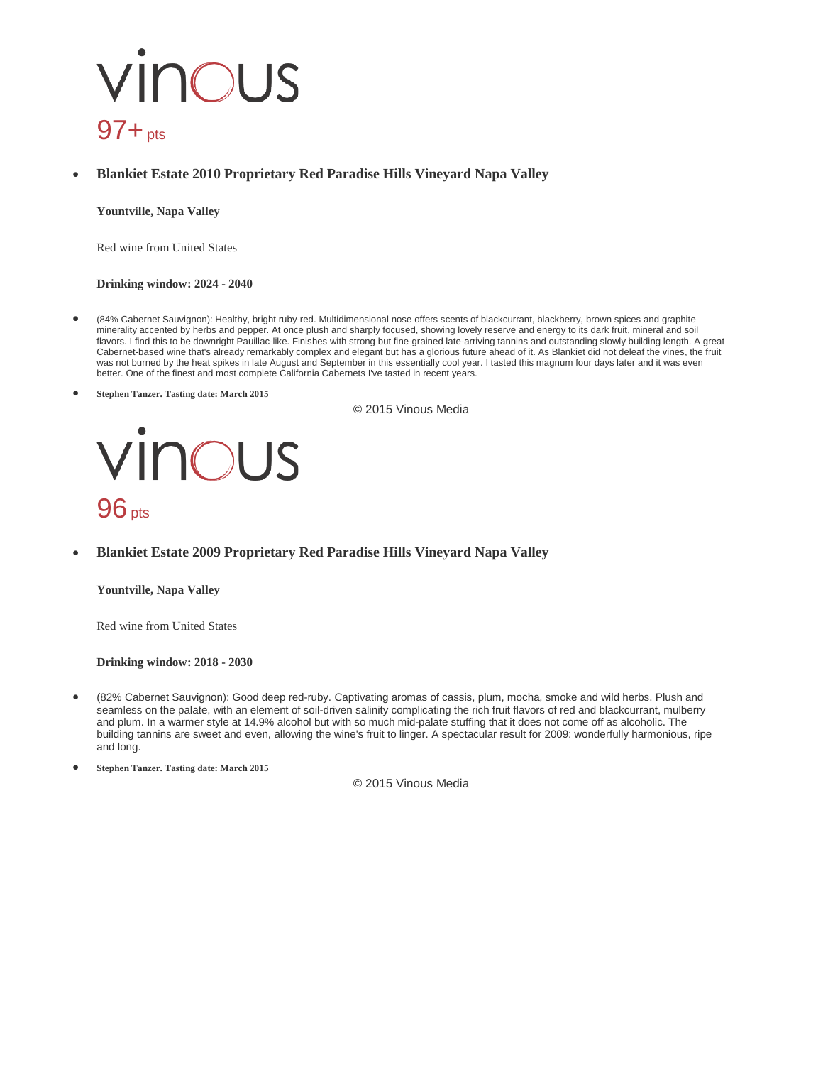# vinous

97+ pts

- **Blankiet Estate 2010 Proprietary Red Paradise Hills Vineyard Napa Valley**

  **Yountville, Napa Valley**

  Red wine from United States

  **Drinking window: 2024 - 2040**

- (84% Cabernet Sauvignon): Healthy, bright ruby-red. Multidimensional nose offers scents of blackcurrant, blackberry, brown spices and graphite minerality accented by herbs and pepper. At once plush and sharply focused, showing lovely reserve and energy to its dark fruit, mineral and soil flavors. I find this to be downright Pauillac-like. Finishes with strong but fine-grained late-arriving tannins and outstanding slowly building length. A great Cabernet-based wine that's already remarkably complex and elegant but has a glorious future ahead of it. As Blankiet did not deleaf the vines, the fruit was not burned by the heat spikes in late August and September in this essentially cool year. I tasted this magnum four days later and it was even better. One of the finest and most complete California Cabernets I've tasted in recent years.
- **Stephen Tanzer. Tasting date: March 2015**

© 2015 Vinous Media

# vinous

96 pts

- **Blankiet Estate 2009 Proprietary Red Paradise Hills Vineyard Napa Valley**

  **Yountville, Napa Valley**

  Red wine from United States

  **Drinking window: 2018 - 2030**

- (82% Cabernet Sauvignon): Good deep red-ruby. Captivating aromas of cassis, plum, mocha, smoke and wild herbs. Plush and seamless on the palate, with an element of soil-driven salinity complicating the rich fruit flavors of red and blackcurrant, mulberry and plum. In a warmer style at 14.9% alcohol but with so much mid-palate stuffing that it does not come off as alcoholic. The building tannins are sweet and even, allowing the wine's fruit to linger. A spectacular result for 2009: wonderfully harmonious, ripe and long.
- **Stephen Tanzer. Tasting date: March 2015**

© 2015 Vinous Media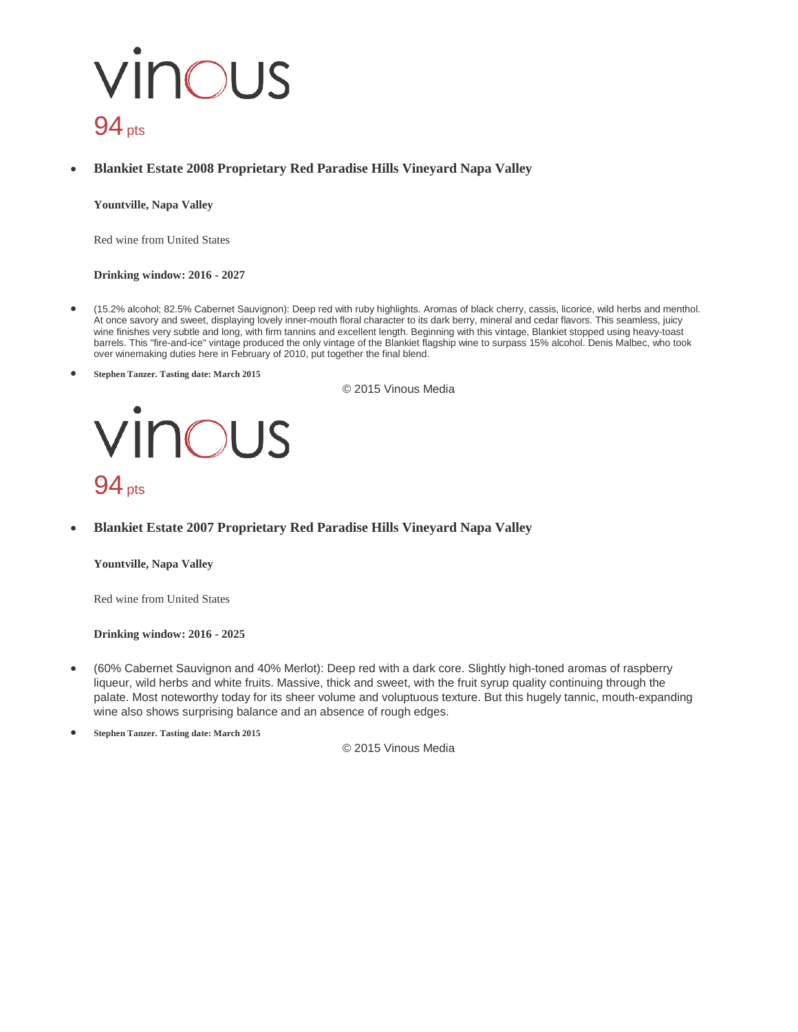vinous

94 pts

- **Blankiet Estate 2008 Proprietary Red Paradise Hills Vineyard Napa Valley**

  **Yountville, Napa Valley**

  Red wine from United States

  **Drinking window: 2016 - 2027**

- (15.2% alcohol; 82.5% Cabernet Sauvignon): Deep red with ruby highlights. Aromas of black cherry, cassis, licorice, wild herbs and menthol. At once savory and sweet, displaying lovely inner-mouth floral character to its dark berry, mineral and cedar flavors. This seamless, juicy wine finishes very subtle and long, with firm tannins and excellent length. Beginning with this vintage, Blankiet stopped using heavy-toast barrels. This "fire-and-ice" vintage produced the only vintage of the Blankiet flagship wine to surpass 15% alcohol. Denis Malbec, who took over winemaking duties here in February of 2010, put together the final blend.
- **Stephen Tanzer. Tasting date: March 2015**

© 2015 Vinous Media

vinous

94 pts

- **Blankiet Estate 2007 Proprietary Red Paradise Hills Vineyard Napa Valley**

  **Yountville, Napa Valley**

  Red wine from United States

  **Drinking window: 2016 - 2025**

- (60% Cabernet Sauvignon and 40% Merlot): Deep red with a dark core. Slightly high-toned aromas of raspberry liqueur, wild herbs and white fruits. Massive, thick and sweet, with the fruit syrup quality continuing through the palate. Most noteworthy today for its sheer volume and voluptuous texture. But this hugely tannic, mouth-expanding wine also shows surprising balance and an absence of rough edges.
- **Stephen Tanzer. Tasting date: March 2015**

© 2015 Vinous Media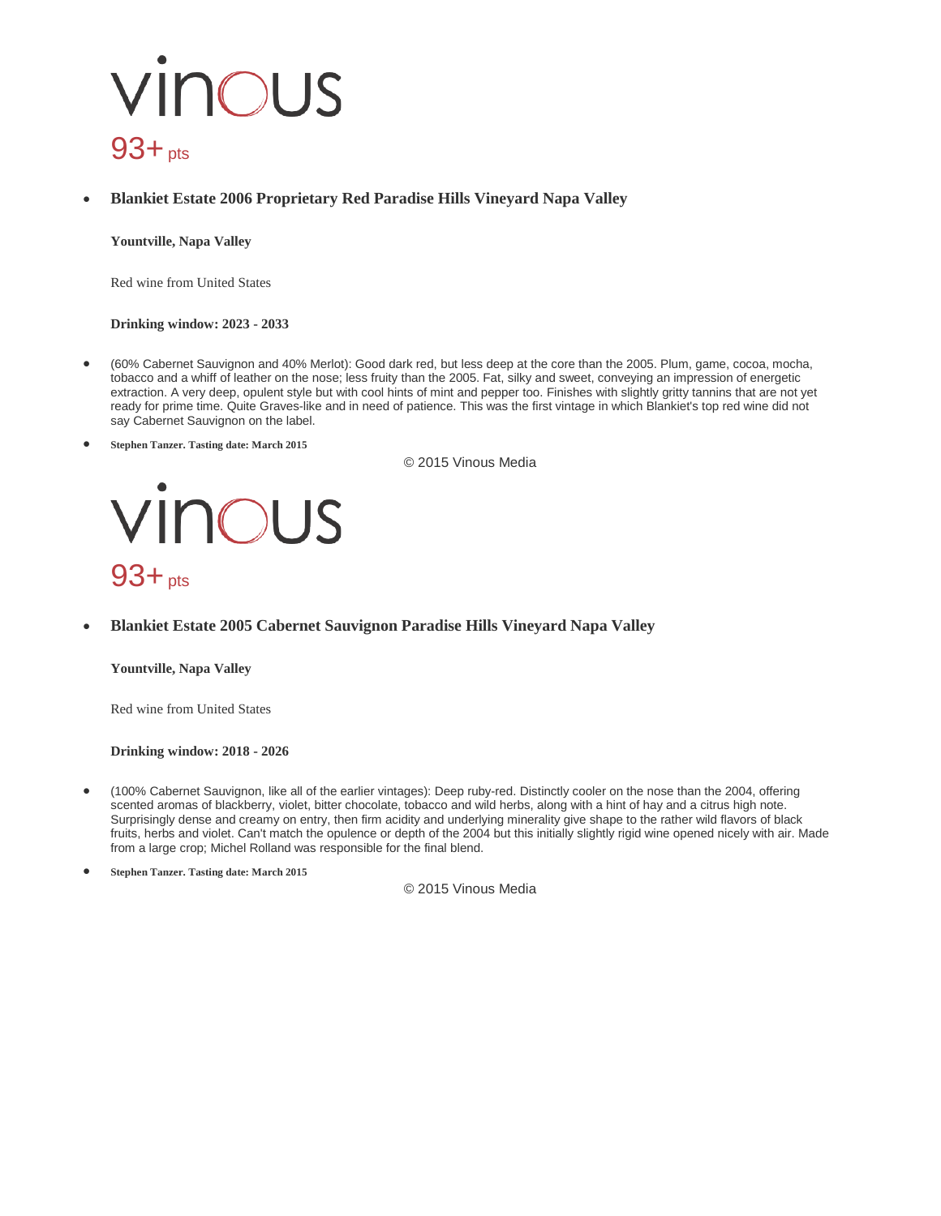vinous

93+ pts

- **Blankiet Estate 2006 Proprietary Red Paradise Hills Vineyard Napa Valley**

  **Yountville, Napa Valley**

  Red wine from United States

  **Drinking window: 2023 - 2033**

- (60% Cabernet Sauvignon and 40% Merlot): Good dark red, but less deep at the core than the 2005. Plum, game, cocoa, mocha, tobacco and a whiff of leather on the nose; less fruity than the 2005. Fat, silky and sweet, conveying an impression of energetic extraction. A very deep, opulent style but with cool hints of mint and pepper too. Finishes with slightly gritty tannins that are not yet ready for prime time. Quite Graves-like and in need of patience. This was the first vintage in which Blankiet's top red wine did not say Cabernet Sauvignon on the label.

- **Stephen Tanzer. Tasting date: March 2015**

© 2015 Vinous Media

vinous

93+ pts

- **Blankiet Estate 2005 Cabernet Sauvignon Paradise Hills Vineyard Napa Valley**

  **Yountville, Napa Valley**

  Red wine from United States

  **Drinking window: 2018 - 2026**

- (100% Cabernet Sauvignon, like all of the earlier vintages): Deep ruby-red. Distinctly cooler on the nose than the 2004, offering scented aromas of blackberry, violet, bitter chocolate, tobacco and wild herbs, along with a hint of hay and a citrus high note. Surprisingly dense and creamy on entry, then firm acidity and underlying minerality give shape to the rather wild flavors of black fruits, herbs and violet. Can't match the opulence or depth of the 2004 but this initially slightly rigid wine opened nicely with air. Made from a large crop; Michel Rolland was responsible for the final blend.

- **Stephen Tanzer. Tasting date: March 2015**

© 2015 Vinous Media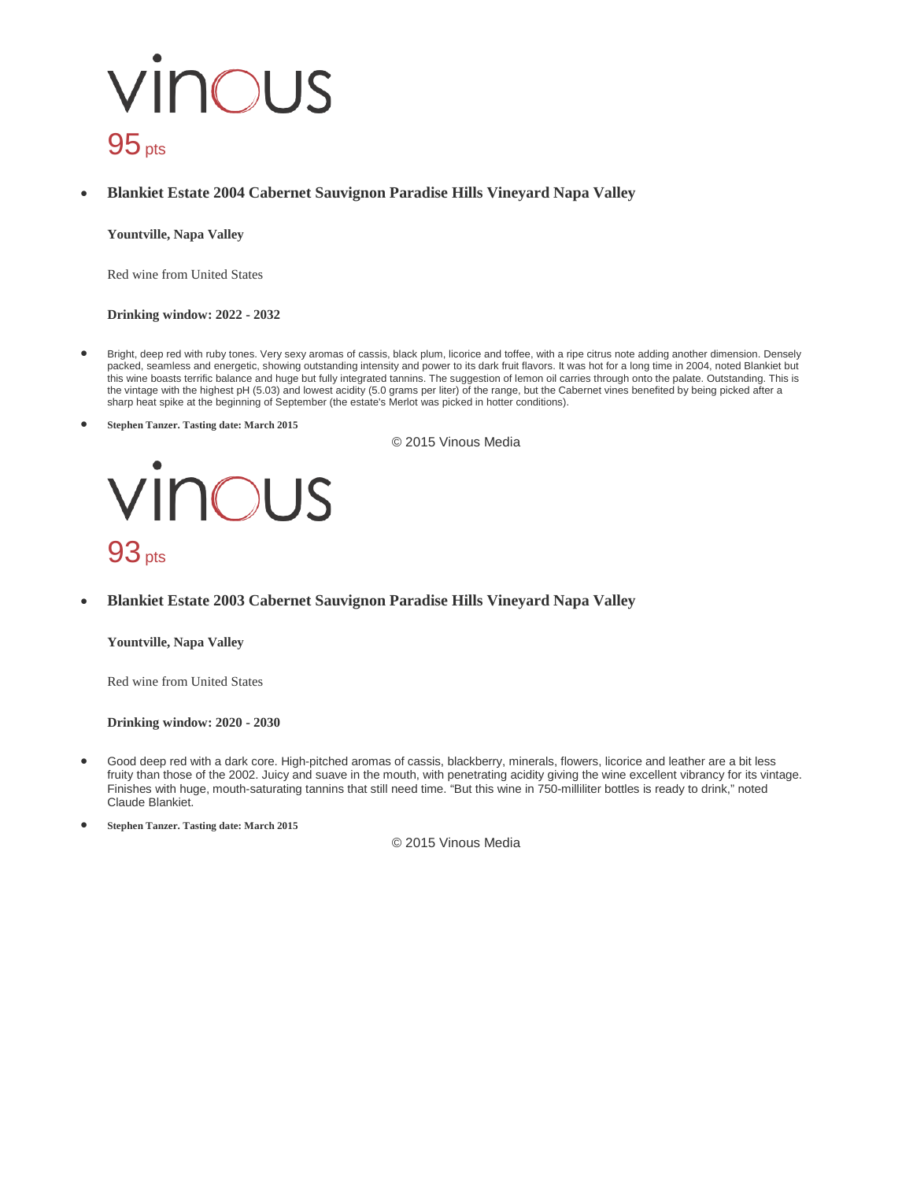vinous

95 pts

- **Blankiet Estate 2004 Cabernet Sauvignon Paradise Hills Vineyard Napa Valley**

  **Yountville, Napa Valley**

  Red wine from United States

  **Drinking window: 2022 - 2032**

- Bright, deep red with ruby tones. Very sexy aromas of cassis, black plum, licorice and toffee, with a ripe citrus note adding another dimension. Densely packed, seamless and energetic, showing outstanding intensity and power to its dark fruit flavors. It was hot for a long time in 2004, noted Blankiet but this wine boasts terrific balance and huge but fully integrated tannins. The suggestion of lemon oil carries through onto the palate. Outstanding. This is the vintage with the highest pH (5.03) and lowest acidity (5.0 grams per liter) of the range, but the Cabernet vines benefited by being picked after a sharp heat spike at the beginning of September (the estate's Merlot was picked in hotter conditions).

- **Stephen Tanzer. Tasting date: March 2015**

© 2015 Vinous Media

vinous

93 pts

- **Blankiet Estate 2003 Cabernet Sauvignon Paradise Hills Vineyard Napa Valley**

  **Yountville, Napa Valley**

  Red wine from United States

  **Drinking window: 2020 - 2030**

- Good deep red with a dark core. High-pitched aromas of cassis, blackberry, minerals, flowers, licorice and leather are a bit less fruity than those of the 2002. Juicy and suave in the mouth, with penetrating acidity giving the wine excellent vibrancy for its vintage. Finishes with huge, mouth-saturating tannins that still need time. "But this wine in 750-milliliter bottles is ready to drink," noted Claude Blankiet.

- **Stephen Tanzer. Tasting date: March 2015**

© 2015 Vinous Media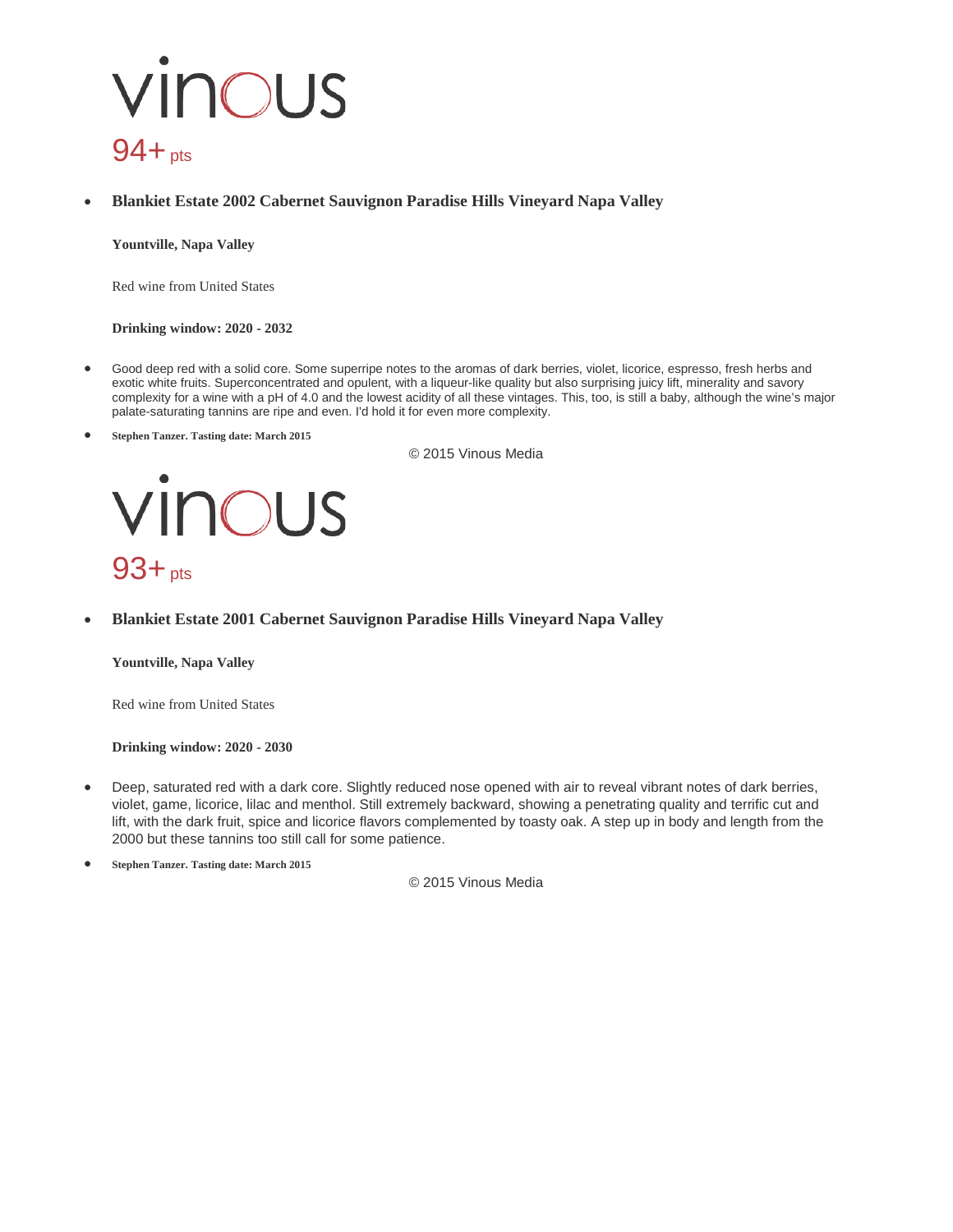vinous

94+ pts

- **Blankiet Estate 2002 Cabernet Sauvignon Paradise Hills Vineyard Napa Valley**

  **Yountville, Napa Valley**

  Red wine from United States

  **Drinking window: 2020 - 2032**

- Good deep red with a solid core. Some superripe notes to the aromas of dark berries, violet, licorice, espresso, fresh herbs and exotic white fruits. Superconcentrated and opulent, with a liqueur-like quality but also surprising juicy lift, minerality and savory complexity for a wine with a pH of 4.0 and the lowest acidity of all these vintages. This, too, is still a baby, although the wine's major palate-saturating tannins are ripe and even. I'd hold it for even more complexity.
- **Stephen Tanzer. Tasting date: March 2015**

© 2015 Vinous Media

vinous

93+ pts

- **Blankiet Estate 2001 Cabernet Sauvignon Paradise Hills Vineyard Napa Valley**

  **Yountville, Napa Valley**

  Red wine from United States

  **Drinking window: 2020 - 2030**

- Deep, saturated red with a dark core. Slightly reduced nose opened with air to reveal vibrant notes of dark berries, violet, game, licorice, lilac and menthol. Still extremely backward, showing a penetrating quality and terrific cut and lift, with the dark fruit, spice and licorice flavors complemented by toasty oak. A step up in body and length from the 2000 but these tannins too still call for some patience.
- **Stephen Tanzer. Tasting date: March 2015**

© 2015 Vinous Media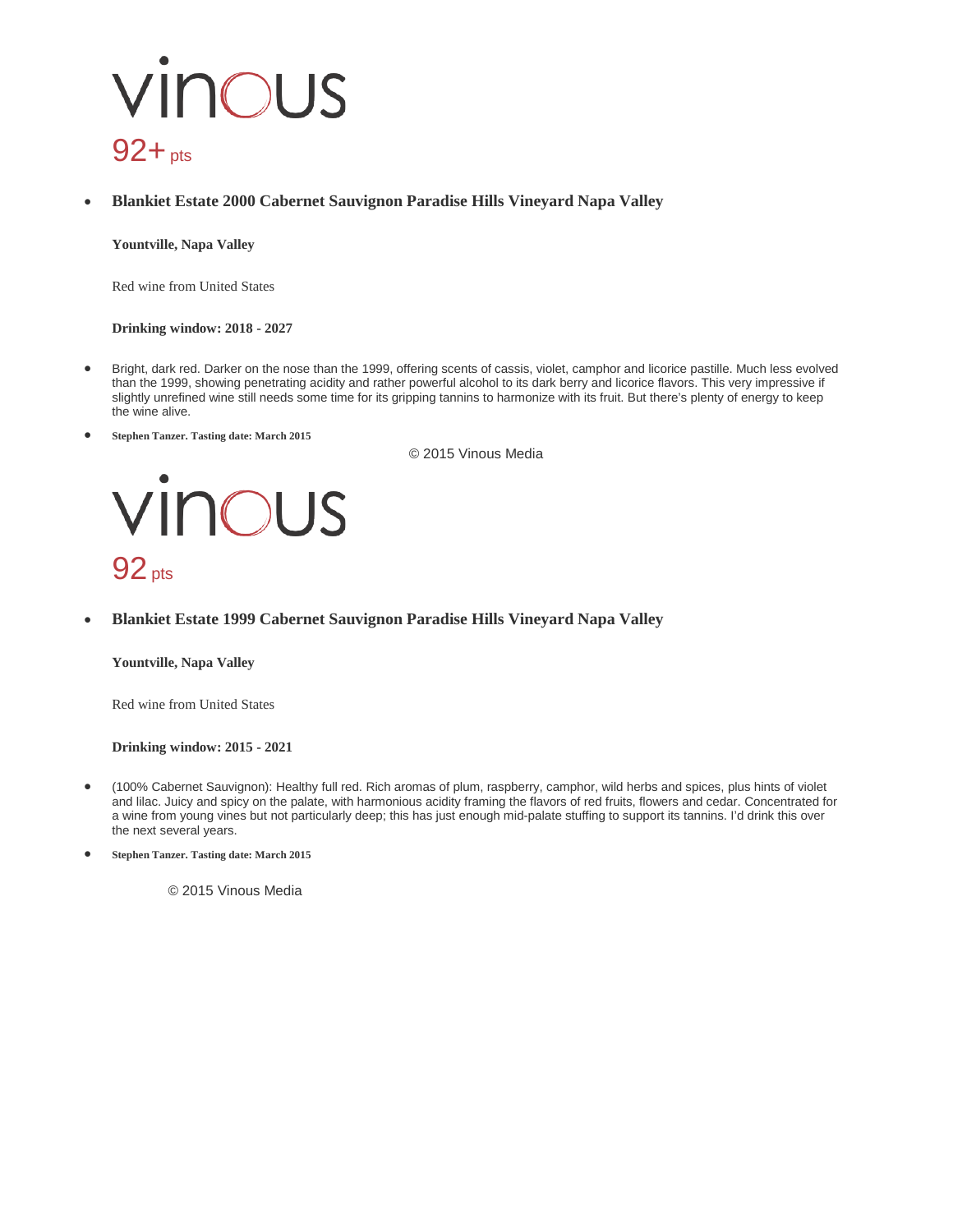vinous

92+ pts

- **Blankiet Estate 2000 Cabernet Sauvignon Paradise Hills Vineyard Napa Valley**

**Yountville, Napa Valley**

Red wine from United States

**Drinking window: 2018 - 2027**

- Bright, dark red. Darker on the nose than the 1999, offering scents of cassis, violet, camphor and licorice pastille. Much less evolved than the 1999, showing penetrating acidity and rather powerful alcohol to its dark berry and licorice flavors. This very impressive if slightly unrefined wine still needs some time for its gripping tannins to harmonize with its fruit. But there's plenty of energy to keep the wine alive.
- **Stephen Tanzer. Tasting date: March 2015**

© 2015 Vinous Media

vinous

92 pts

- **Blankiet Estate 1999 Cabernet Sauvignon Paradise Hills Vineyard Napa Valley**

**Yountville, Napa Valley**

Red wine from United States

**Drinking window: 2015 - 2021**

- (100% Cabernet Sauvignon): Healthy full red. Rich aromas of plum, raspberry, camphor, wild herbs and spices, plus hints of violet and lilac. Juicy and spicy on the palate, with harmonious acidity framing the flavors of red fruits, flowers and cedar. Concentrated for a wine from young vines but not particularly deep; this has just enough mid-palate stuffing to support its tannins. I'd drink this over the next several years.
- **Stephen Tanzer. Tasting date: March 2015**

© 2015 Vinous Media